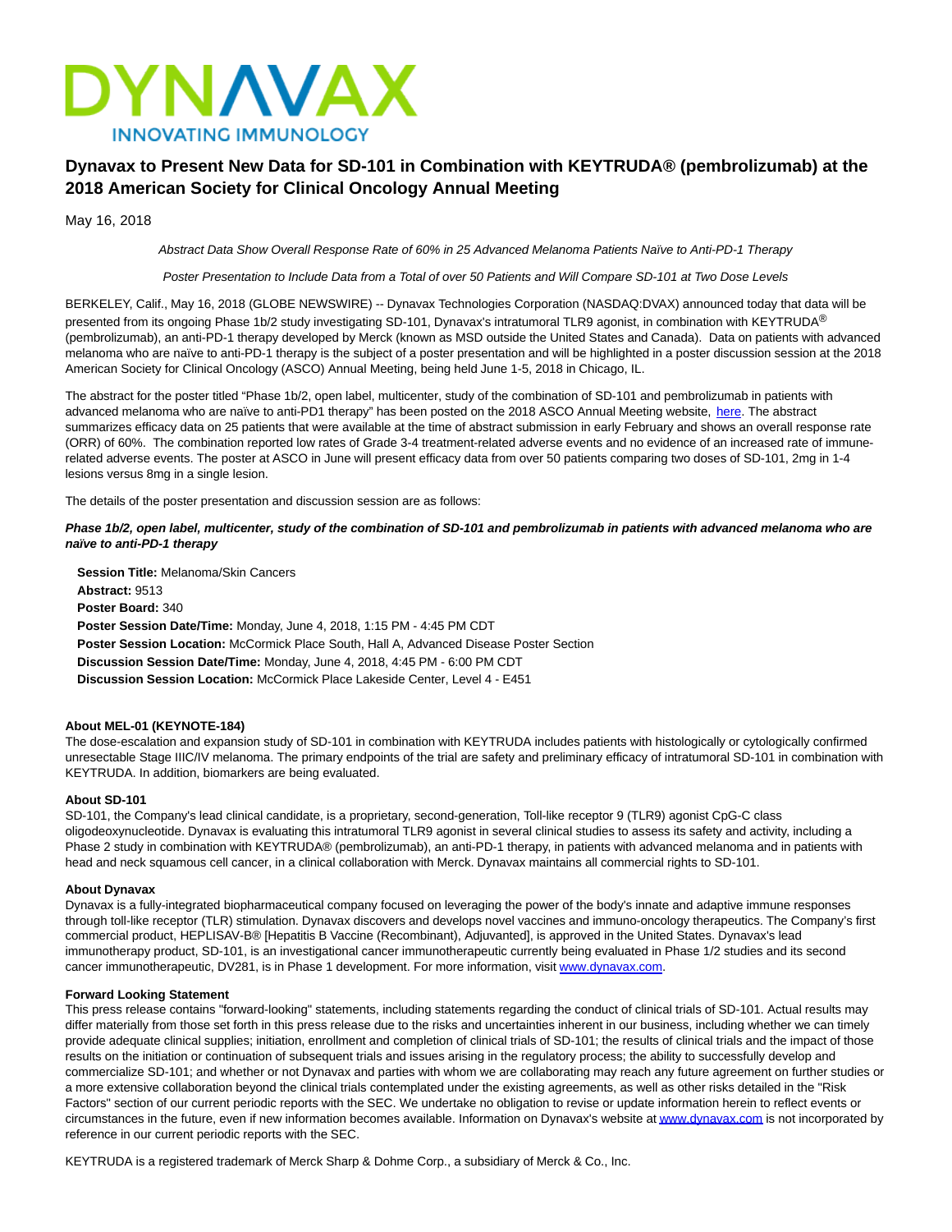DYNAVAX
INNOVATING IMMUNOLOGY

# Dynavax to Present New Data for SD-101 in Combination with KEYTRUDA® (pembrolizumab) at the 2018 American Society for Clinical Oncology Annual Meeting

May 16, 2018

*Abstract Data Show Overall Response Rate of 60% in 25 Advanced Melanoma Patients Naïve to Anti-PD-1 Therapy*

*Poster Presentation to Include Data from a Total of over 50 Patients and Will Compare SD-101 at Two Dose Levels*

BERKELEY, Calif., May 16, 2018 (GLOBE NEWSWIRE) -- Dynavax Technologies Corporation (NASDAQ:DVAX) announced today that data will be presented from its ongoing Phase 1b/2 study investigating SD-101, Dynavax's intratumoral TLR9 agonist, in combination with KEYTRUDA® (pembrolizumab), an anti-PD-1 therapy developed by Merck (known as MSD outside the United States and Canada). Data on patients with advanced melanoma who are naïve to anti-PD-1 therapy is the subject of a poster presentation and will be highlighted in a poster discussion session at the 2018 American Society for Clinical Oncology (ASCO) Annual Meeting, being held June 1-5, 2018 in Chicago, IL.

The abstract for the poster titled "Phase 1b/2, open label, multicenter, study of the combination of SD-101 and pembrolizumab in patients with advanced melanoma who are naïve to anti-PD1 therapy" has been posted on the 2018 ASCO Annual Meeting website, here. The abstract summarizes efficacy data on 25 patients that were available at the time of abstract submission in early February and shows an overall response rate (ORR) of 60%. The combination reported low rates of Grade 3-4 treatment-related adverse events and no evidence of an increased rate of immune-related adverse events. The poster at ASCO in June will present efficacy data from over 50 patients comparing two doses of SD-101, 2mg in 1-4 lesions versus 8mg in a single lesion.

The details of the poster presentation and discussion session are as follows:

***Phase 1b/2, open label, multicenter, study of the combination of SD-101 and pembrolizumab in patients with advanced melanoma who are naïve to anti-PD-1 therapy***

**Session Title:** Melanoma/Skin Cancers
**Abstract:** 9513
**Poster Board:** 340
**Poster Session Date/Time:** Monday, June 4, 2018, 1:15 PM - 4:45 PM CDT
**Poster Session Location:** McCormick Place South, Hall A, Advanced Disease Poster Section
**Discussion Session Date/Time:** Monday, June 4, 2018, 4:45 PM - 6:00 PM CDT
**Discussion Session Location:** McCormick Place Lakeside Center, Level 4 - E451

**About MEL-01 (KEYNOTE-184)**
The dose-escalation and expansion study of SD-101 in combination with KEYTRUDA includes patients with histologically or cytologically confirmed unresectable Stage IIIC/IV melanoma. The primary endpoints of the trial are safety and preliminary efficacy of intratumoral SD-101 in combination with KEYTRUDA. In addition, biomarkers are being evaluated.

**About SD-101**
SD-101, the Company's lead clinical candidate, is a proprietary, second-generation, Toll-like receptor 9 (TLR9) agonist CpG-C class oligodeoxynucleotide. Dynavax is evaluating this intratumoral TLR9 agonist in several clinical studies to assess its safety and activity, including a Phase 2 study in combination with KEYTRUDA® (pembrolizumab), an anti-PD-1 therapy, in patients with advanced melanoma and in patients with head and neck squamous cell cancer, in a clinical collaboration with Merck. Dynavax maintains all commercial rights to SD-101.

**About Dynavax**
Dynavax is a fully-integrated biopharmaceutical company focused on leveraging the power of the body's innate and adaptive immune responses through toll-like receptor (TLR) stimulation. Dynavax discovers and develops novel vaccines and immuno-oncology therapeutics. The Company's first commercial product, HEPLISAV-B® [Hepatitis B Vaccine (Recombinant), Adjuvanted], is approved in the United States. Dynavax's lead immunotherapy product, SD-101, is an investigational cancer immunotherapeutic currently being evaluated in Phase 1/2 studies and its second cancer immunotherapeutic, DV281, is in Phase 1 development. For more information, visit www.dynavax.com.

**Forward Looking Statement**
This press release contains "forward-looking" statements, including statements regarding the conduct of clinical trials of SD-101. Actual results may differ materially from those set forth in this press release due to the risks and uncertainties inherent in our business, including whether we can timely provide adequate clinical supplies; initiation, enrollment and completion of clinical trials of SD-101; the results of clinical trials and the impact of those results on the initiation or continuation of subsequent trials and issues arising in the regulatory process; the ability to successfully develop and commercialize SD-101; and whether or not Dynavax and parties with whom we are collaborating may reach any future agreement on further studies or a more extensive collaboration beyond the clinical trials contemplated under the existing agreements, as well as other risks detailed in the "Risk Factors" section of our current periodic reports with the SEC. We undertake no obligation to revise or update information herein to reflect events or circumstances in the future, even if new information becomes available. Information on Dynavax's website at www.dynavax.com is not incorporated by reference in our current periodic reports with the SEC.

KEYTRUDA is a registered trademark of Merck Sharp & Dohme Corp., a subsidiary of Merck & Co., Inc.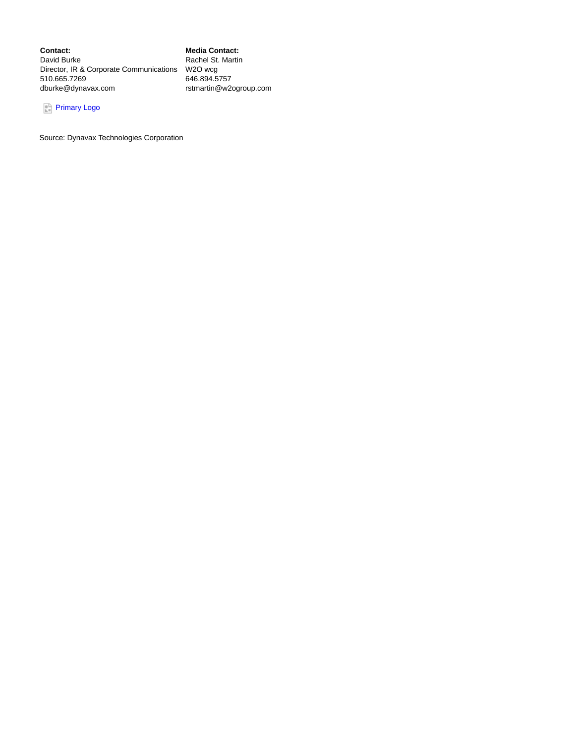**Contact:**
David Burke
Director, IR & Corporate Communications
510.665.7269
dburke@dynavax.com

**Media Contact:**
Rachel St. Martin
W2O wcg
646.894.5757
rstmartin@w2ogroup.com

Primary Logo

Source: Dynavax Technologies Corporation